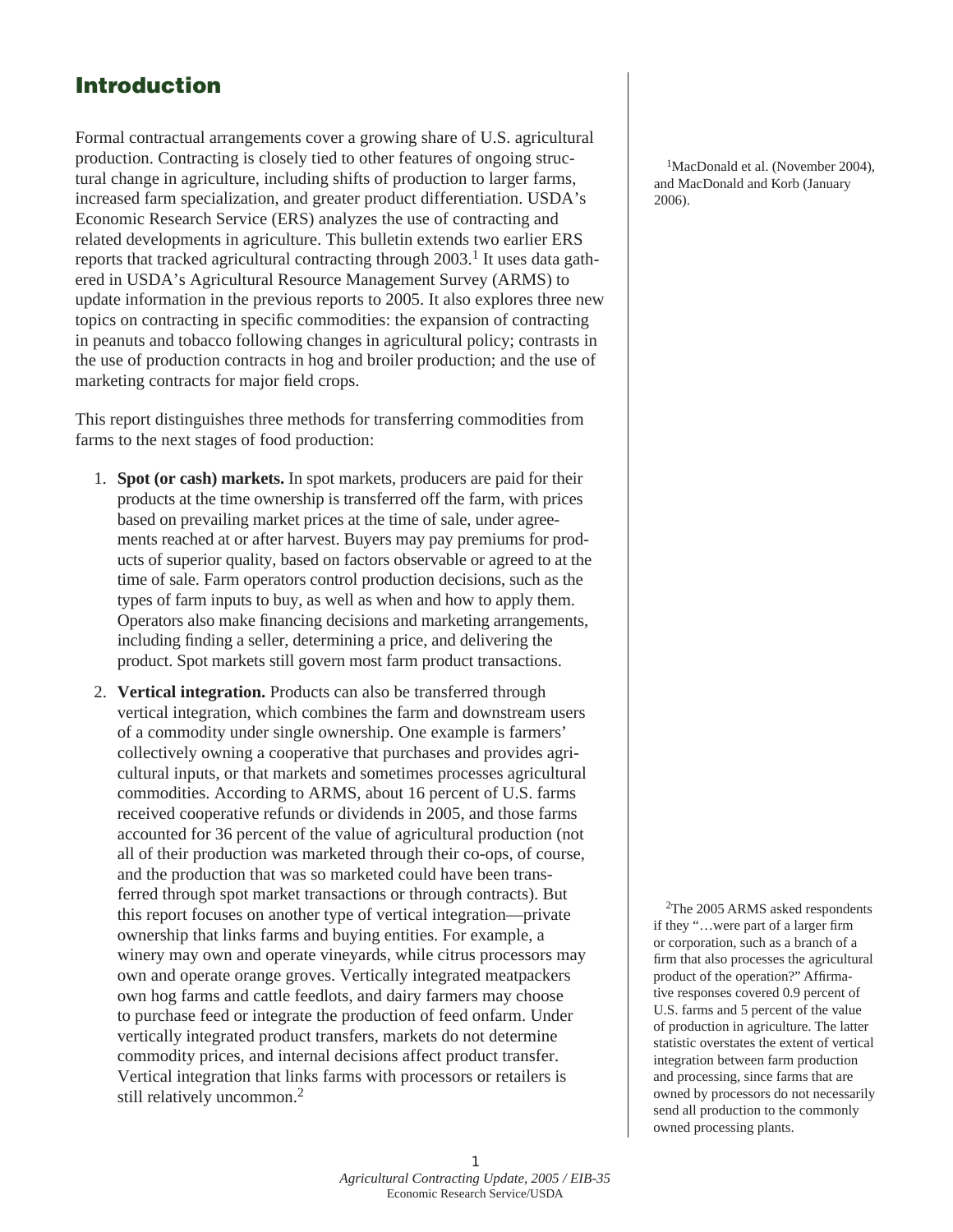# Introduction

Formal contractual arrangements cover a growing share of U.S. agricultural production. Contracting is closely tied to other features of ongoing structural change in agriculture, including shifts of production to larger farms, increased farm specialization, and greater product differentiation. USDA's Economic Research Service (ERS) analyzes the use of contracting and related developments in agriculture. This bulletin extends two earlier ERS reports that tracked agricultural contracting through 2003.[1] It uses data gathered in USDA's Agricultural Resource Management Survey (ARMS) to update information in the previous reports to 2005. It also explores three new topics on contracting in specific commodities: the expansion of contracting in peanuts and tobacco following changes in agricultural policy; contrasts in the use of production contracts in hog and broiler production; and the use of marketing contracts for major field crops.

[1] MacDonald et al. (November 2004), and MacDonald and Korb (January 2006).

This report distinguishes three methods for transferring commodities from farms to the next stages of food production:

1. **Spot (or cash) markets.** In spot markets, producers are paid for their products at the time ownership is transferred off the farm, with prices based on prevailing market prices at the time of sale, under agreements reached at or after harvest. Buyers may pay premiums for products of superior quality, based on factors observable or agreed to at the time of sale. Farm operators control production decisions, such as the types of farm inputs to buy, as well as when and how to apply them. Operators also make financing decisions and marketing arrangements, including finding a seller, determining a price, and delivering the product. Spot markets still govern most farm product transactions.

2. **Vertical integration.** Products can also be transferred through vertical integration, which combines the farm and downstream users of a commodity under single ownership. One example is farmers' collectively owning a cooperative that purchases and provides agricultural inputs, or that markets and sometimes processes agricultural commodities. According to ARMS, about 16 percent of U.S. farms received cooperative refunds or dividends in 2005, and those farms accounted for 36 percent of the value of agricultural production (not all of their production was marketed through their co-ops, of course, and the production that was so marketed could have been transferred through spot market transactions or through contracts). But this report focuses on another type of vertical integration—private ownership that links farms and buying entities. For example, a winery may own and operate vineyards, while citrus processors may own and operate orange groves. Vertically integrated meatpackers own hog farms and cattle feedlots, and dairy farmers may choose to purchase feed or integrate the production of feed onfarm. Under vertically integrated product transfers, markets do not determine commodity prices, and internal decisions affect product transfer. Vertical integration that links farms with processors or retailers is still relatively uncommon.[2]

[2] The 2005 ARMS asked respondents if they "…were part of a larger firm or corporation, such as a branch of a firm that also processes the agricultural product of the operation?" Affirmative responses covered 0.9 percent of U.S. farms and 5 percent of the value of production in agriculture. The latter statistic overstates the extent of vertical integration between farm production and processing, since farms that are owned by processors do not necessarily send all production to the commonly owned processing plants.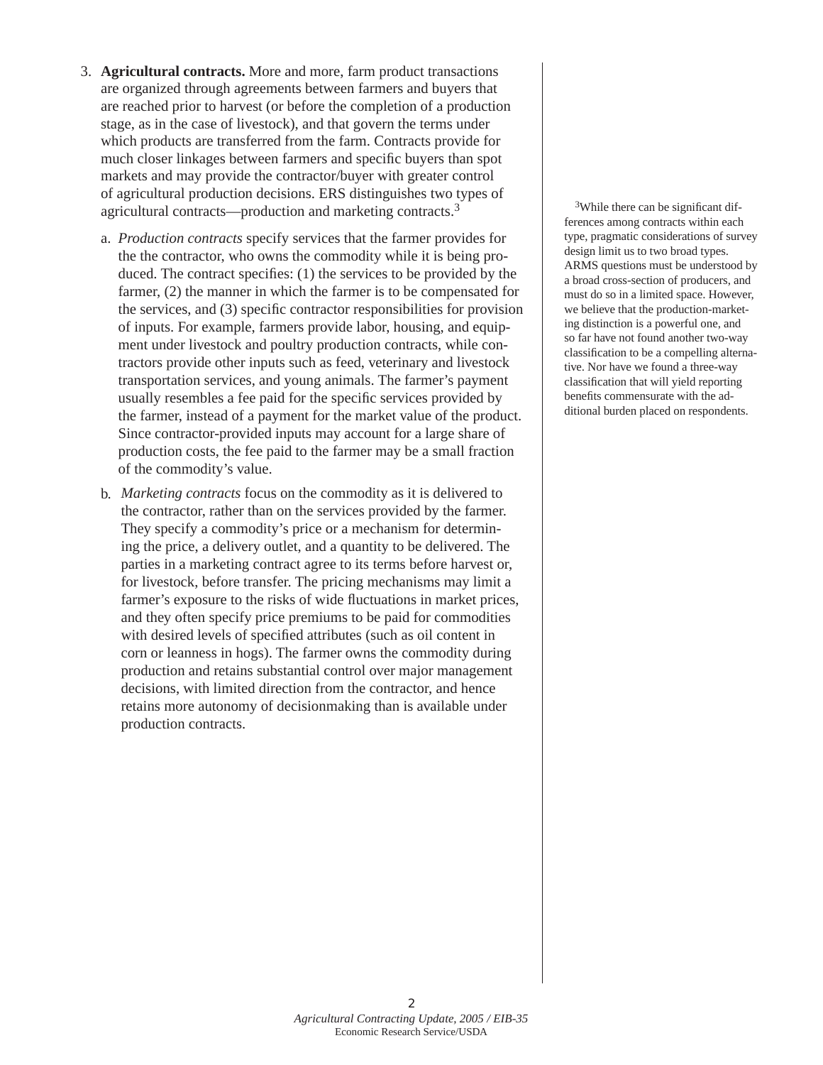3. **Agricultural contracts.** More and more, farm product transactions are organized through agreements between farmers and buyers that are reached prior to harvest (or before the completion of a production stage, as in the case of livestock), and that govern the terms under which products are transferred from the farm. Contracts provide for much closer linkages between farmers and specific buyers than spot markets and may provide the contractor/buyer with greater control of agricultural production decisions. ERS distinguishes two types of agricultural contracts—production and marketing contracts.[3]

   a. *Production contracts* specify services that the farmer provides for the the contractor, who owns the commodity while it is being produced. The contract specifies: (1) the services to be provided by the farmer, (2) the manner in which the farmer is to be compensated for the services, and (3) specific contractor responsibilities for provision of inputs. For example, farmers provide labor, housing, and equipment under livestock and poultry production contracts, while contractors provide other inputs such as feed, veterinary and livestock transportation services, and young animals. The farmer's payment usually resembles a fee paid for the specific services provided by the farmer, instead of a payment for the market value of the product. Since contractor-provided inputs may account for a large share of production costs, the fee paid to the farmer may be a small fraction of the commodity's value.

   b. *Marketing contracts* focus on the commodity as it is delivered to the contractor, rather than on the services provided by the farmer. They specify a commodity's price or a mechanism for determining the price, a delivery outlet, and a quantity to be delivered. The parties in a marketing contract agree to its terms before harvest or, for livestock, before transfer. The pricing mechanisms may limit a farmer's exposure to the risks of wide fluctuations in market prices, and they often specify price premiums to be paid for commodities with desired levels of specified attributes (such as oil content in corn or leanness in hogs). The farmer owns the commodity during production and retains substantial control over major management decisions, with limited direction from the contractor, and hence retains more autonomy of decisionmaking than is available under production contracts.

[3]While there can be significant differences among contracts within each type, pragmatic considerations of survey design limit us to two broad types. ARMS questions must be understood by a broad cross-section of producers, and must do so in a limited space. However, we believe that the production-marketing distinction is a powerful one, and so far have not found another two-way classification to be a compelling alternative. Nor have we found a three-way classification that will yield reporting benefits commensurate with the additional burden placed on respondents.